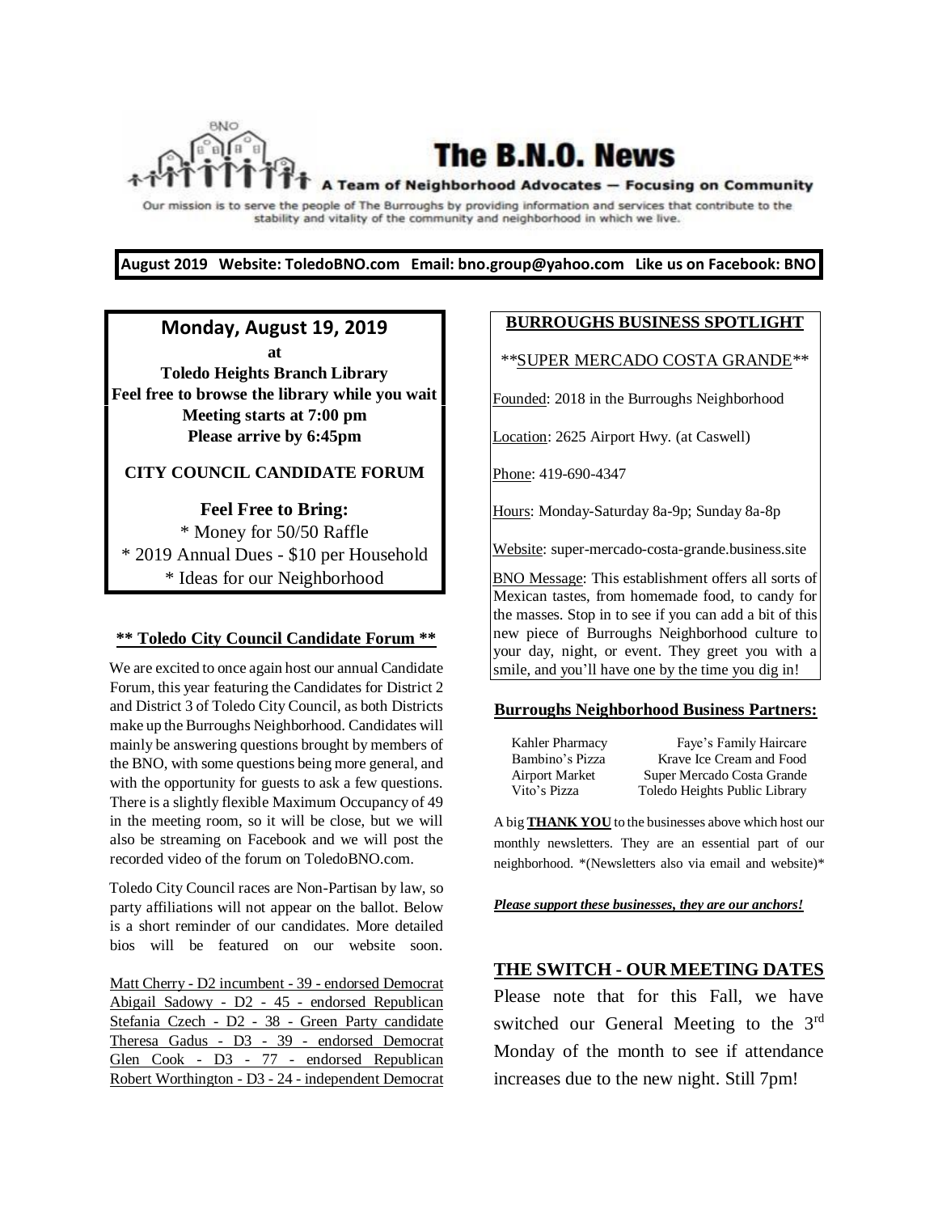# The B.N.O. News

BNO

**A Team of Neighborhood Advocates — Focusing on Community**

Our mission is to serve the people of The Burroughs by providing information and services that contribute to the stability and vitality of the community and neighborhood in which we live.

**August 2019 Website: ToledoBNO.com Email: bno.group@yahoo.com Like us on Facebook: BNO**

## Monday, August 19, 2019

**at**

**Toledo Heights Branch Library**

**Feel free to browse the library while you wait**

**Meeting starts at 7:00 pm**

**Please arrive by 6:45pm**

**CITY COUNCIL CANDIDATE FORUM**

**Feel Free to Bring:**

* Money for 50/50 Raffle
* 2019 Annual Dues - $10 per Household
* Ideas for our Neighborhood

### \*\* Toledo City Council Candidate Forum \*\*

We are excited to once again host our annual Candidate Forum, this year featuring the Candidates for District 2 and District 3 of Toledo City Council, as both Districts make up the Burroughs Neighborhood. Candidates will mainly be answering questions brought by members of the BNO, with some questions being more general, and with the opportunity for guests to ask a few questions. There is a slightly flexible Maximum Occupancy of 49 in the meeting room, so it will be close, but we will also be streaming on Facebook and we will post the recorded video of the forum on ToledoBNO.com.

Toledo City Council races are Non-Partisan by law, so party affiliations will not appear on the ballot. Below is a short reminder of our candidates. More detailed bios will be featured on our website soon.

Matt Cherry - D2 incumbent - 39 - endorsed Democrat
Abigail Sadowy - D2 - 45 - endorsed Republican
Stefania Czech - D2 - 38 - Green Party candidate
Theresa Gadus - D3 - 39 - endorsed Democrat
Glen Cook - D3 - 77 - endorsed Republican
Robert Worthington - D3 - 24 - independent Democrat

### BURROUGHS BUSINESS SPOTLIGHT

\*\*SUPER MERCADO COSTA GRANDE\*\*

Founded: 2018 in the Burroughs Neighborhood

Location: 2625 Airport Hwy. (at Caswell)

Phone: 419-690-4347

Hours: Monday-Saturday 8a-9p; Sunday 8a-8p

Website: super-mercado-costa-grande.business.site

BNO Message: This establishment offers all sorts of Mexican tastes, from homemade food, to candy for the masses. Stop in to see if you can add a bit of this new piece of Burroughs Neighborhood culture to your day, night, or event. They greet you with a smile, and you'll have one by the time you dig in!

### Burroughs Neighborhood Business Partners:

| | |
|---|---|
| Kahler Pharmacy | Faye's Family Haircare |
| Bambino's Pizza | Krave Ice Cream and Food |
| Airport Market | Super Mercado Costa Grande |
| Vito's Pizza | Toledo Heights Public Library |

A big **THANK YOU** to the businesses above which host our monthly newsletters. They are an essential part of our neighborhood. \*(Newsletters also via email and website)\*

***Please support these businesses, they are our anchors!***

### THE SWITCH - OUR MEETING DATES

Please note that for this Fall, we have switched our General Meeting to the 3rd Monday of the month to see if attendance increases due to the new night. Still 7pm!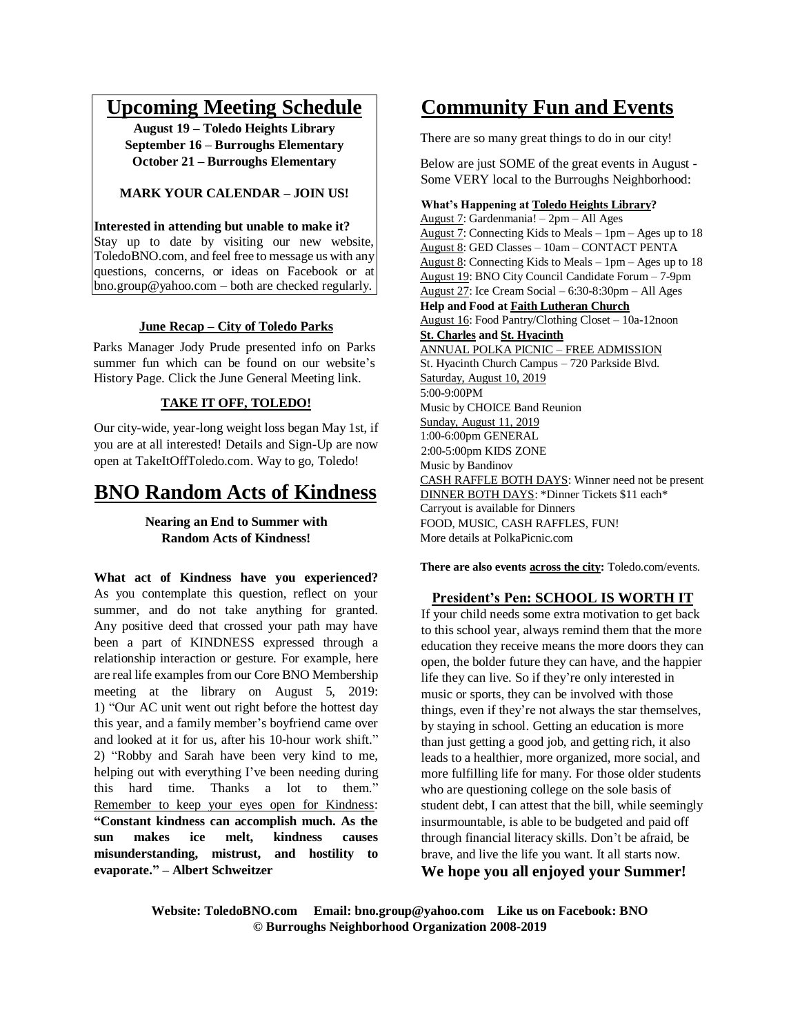## Upcoming Meeting Schedule

**August 19 – Toledo Heights Library**
**September 16 – Burroughs Elementary**
**October 21 – Burroughs Elementary**

**MARK YOUR CALENDAR – JOIN US!**

**Interested in attending but unable to make it?**
Stay up to date by visiting our new website, ToledoBNO.com, and feel free to message us with any questions, concerns, or ideas on Facebook or at bno.group@yahoo.com – both are checked regularly.

### June Recap – City of Toledo Parks

Parks Manager Jody Prude presented info on Parks summer fun which can be found on our website's History Page. Click the June General Meeting link.

### TAKE IT OFF, TOLEDO!

Our city-wide, year-long weight loss began May 1st, if you are at all interested! Details and Sign-Up are now open at TakeItOffToledo.com. Way to go, Toledo!

## BNO Random Acts of Kindness

**Nearing an End to Summer with Random Acts of Kindness!**

**What act of Kindness have you experienced?** As you contemplate this question, reflect on your summer, and do not take anything for granted. Any positive deed that crossed your path may have been a part of KINDNESS expressed through a relationship interaction or gesture. For example, here are real life examples from our Core BNO Membership meeting at the library on August 5, 2019: 1) "Our AC unit went out right before the hottest day this year, and a family member's boyfriend came over and looked at it for us, after his 10-hour work shift." 2) "Robby and Sarah have been very kind to me, helping out with everything I've been needing during this hard time. Thanks a lot to them." Remember to keep your eyes open for Kindness: **"Constant kindness can accomplish much. As the sun makes ice melt, kindness causes misunderstanding, mistrust, and hostility to evaporate." – Albert Schweitzer**

## Community Fun and Events

There are so many great things to do in our city!

Below are just SOME of the great events in August - Some VERY local to the Burroughs Neighborhood:

**What's Happening at Toledo Heights Library?**
August 7: Gardenmania! – 2pm – All Ages
August 7: Connecting Kids to Meals – 1pm – Ages up to 18
August 8: GED Classes – 10am – CONTACT PENTA
August 8: Connecting Kids to Meals – 1pm – Ages up to 18
August 19: BNO City Council Candidate Forum – 7-9pm
August 27: Ice Cream Social – 6:30-8:30pm – All Ages

**Help and Food at Faith Lutheran Church**
August 16: Food Pantry/Clothing Closet – 10a-12noon

**St. Charles and St. Hyacinth**
ANNUAL POLKA PICNIC – FREE ADMISSION
St. Hyacinth Church Campus – 720 Parkside Blvd.
Saturday, August 10, 2019
5:00-9:00PM
Music by CHOICE Band Reunion
Sunday, August 11, 2019
1:00-6:00pm GENERAL
2:00-5:00pm KIDS ZONE
Music by Bandinov
CASH RAFFLE BOTH DAYS: Winner need not be present
DINNER BOTH DAYS: *Dinner Tickets $11 each*
Carryout is available for Dinners
FOOD, MUSIC, CASH RAFFLES, FUN!
More details at PolkaPicnic.com

**There are also events across the city:** Toledo.com/events.

### President's Pen: SCHOOL IS WORTH IT

If your child needs some extra motivation to get back to this school year, always remind them that the more education they receive means the more doors they can open, the bolder future they can have, and the happier life they can live. So if they're only interested in music or sports, they can be involved with those things, even if they're not always the star themselves, by staying in school. Getting an education is more than just getting a good job, and getting rich, it also leads to a healthier, more organized, more social, and more fulfilling life for many. For those older students who are questioning college on the sole basis of student debt, I can attest that the bill, while seemingly insurmountable, is able to be budgeted and paid off through financial literacy skills. Don't be afraid, be brave, and live the life you want. It all starts now.

**We hope you all enjoyed your Summer!**

**Website: ToledoBNO.com Email: bno.group@yahoo.com Like us on Facebook: BNO**
**© Burroughs Neighborhood Organization 2008-2019**